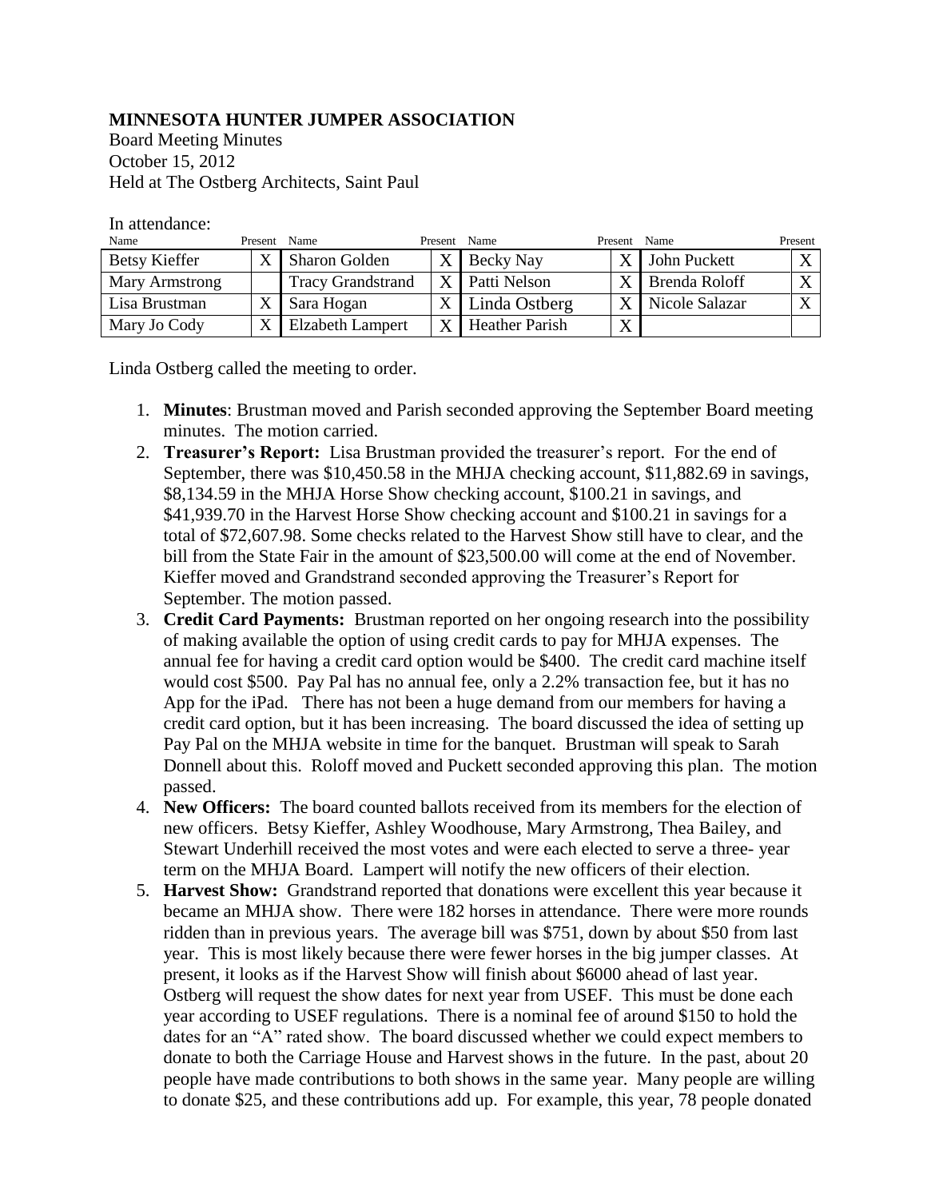**MINNESOTA HUNTER JUMPER ASSOCIATION**

Board Meeting Minutes
October 15, 2012
Held at The Ostberg Architects, Saint Paul

In attendance:

| Name | Present | Name | Present | Name | Present | Name | Present |
|---|---|---|---|---|---|---|---|
| Betsy Kieffer | X | Sharon Golden | X | Becky Nay | X | John Puckett | X |
| Mary Armstrong | | Tracy Grandstrand | X | Patti Nelson | X | Brenda Roloff | X |
| Lisa Brustman | X | Sara Hogan | X | Linda Ostberg | X | Nicole Salazar | X |
| Mary Jo Cody | X | Elzabeth Lampert | X | Heather Parish | X | | |

Linda Ostberg called the meeting to order.

1. **Minutes**: Brustman moved and Parish seconded approving the September Board meeting minutes. The motion carried.
2. **Treasurer's Report:** Lisa Brustman provided the treasurer's report. For the end of September, there was $10,450.58 in the MHJA checking account, $11,882.69 in savings, $8,134.59 in the MHJA Horse Show checking account, $100.21 in savings, and $41,939.70 in the Harvest Horse Show checking account and $100.21 in savings for a total of $72,607.98. Some checks related to the Harvest Show still have to clear, and the bill from the State Fair in the amount of $23,500.00 will come at the end of November. Kieffer moved and Grandstrand seconded approving the Treasurer's Report for September. The motion passed.
3. **Credit Card Payments:** Brustman reported on her ongoing research into the possibility of making available the option of using credit cards to pay for MHJA expenses. The annual fee for having a credit card option would be $400. The credit card machine itself would cost $500. Pay Pal has no annual fee, only a 2.2% transaction fee, but it has no App for the iPad. There has not been a huge demand from our members for having a credit card option, but it has been increasing. The board discussed the idea of setting up Pay Pal on the MHJA website in time for the banquet. Brustman will speak to Sarah Donnell about this. Roloff moved and Puckett seconded approving this plan. The motion passed.
4. **New Officers:** The board counted ballots received from its members for the election of new officers. Betsy Kieffer, Ashley Woodhouse, Mary Armstrong, Thea Bailey, and Stewart Underhill received the most votes and were each elected to serve a three- year term on the MHJA Board. Lampert will notify the new officers of their election.
5. **Harvest Show:** Grandstrand reported that donations were excellent this year because it became an MHJA show. There were 182 horses in attendance. There were more rounds ridden than in previous years. The average bill was $751, down by about $50 from last year. This is most likely because there were fewer horses in the big jumper classes. At present, it looks as if the Harvest Show will finish about $6000 ahead of last year. Ostberg will request the show dates for next year from USEF. This must be done each year according to USEF regulations. There is a nominal fee of around $150 to hold the dates for an "A" rated show. The board discussed whether we could expect members to donate to both the Carriage House and Harvest shows in the future. In the past, about 20 people have made contributions to both shows in the same year. Many people are willing to donate $25, and these contributions add up. For example, this year, 78 people donated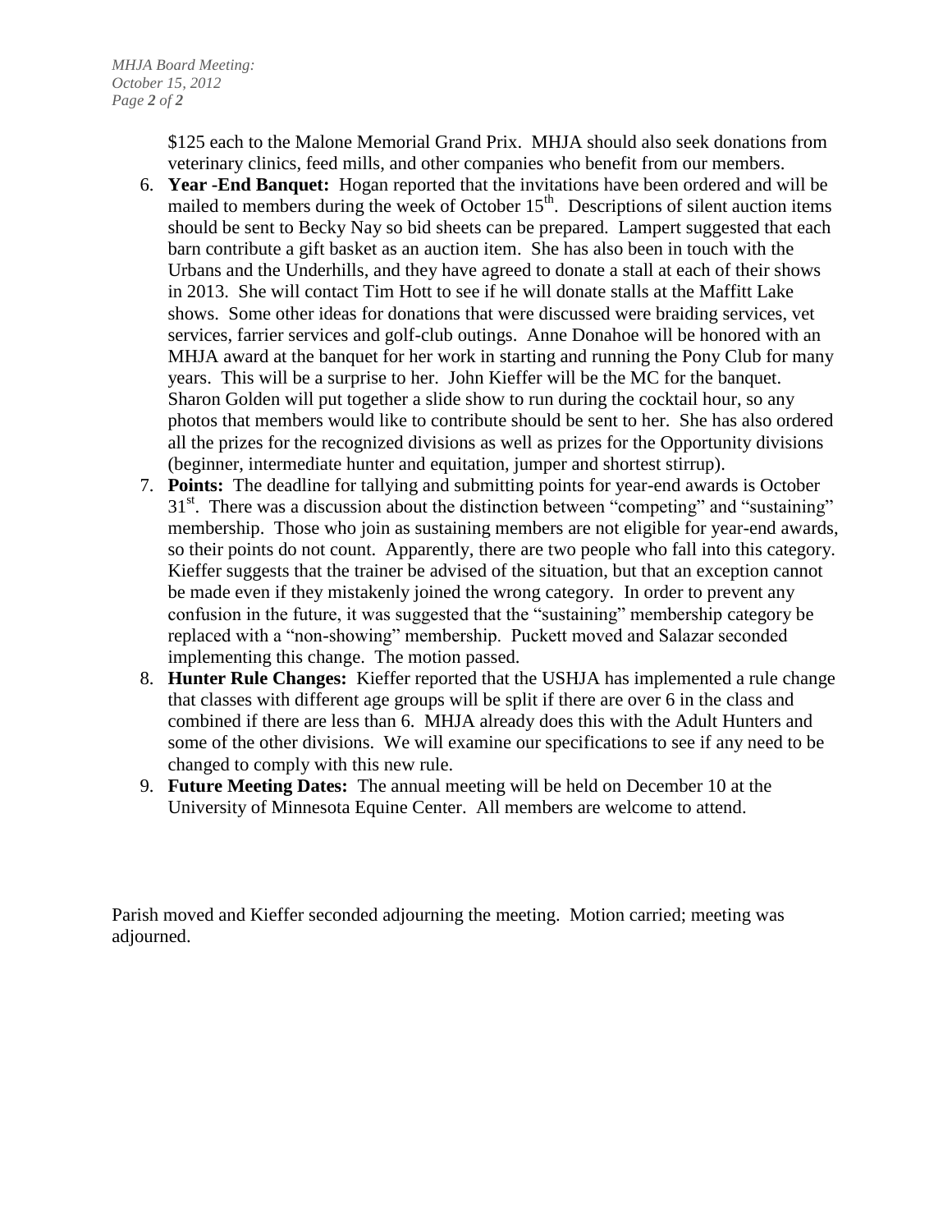$125 each to the Malone Memorial Grand Prix. MHJA should also seek donations from veterinary clinics, feed mills, and other companies who benefit from our members.

6. **Year -End Banquet:** Hogan reported that the invitations have been ordered and will be mailed to members during the week of October 15th. Descriptions of silent auction items should be sent to Becky Nay so bid sheets can be prepared. Lampert suggested that each barn contribute a gift basket as an auction item. She has also been in touch with the Urbans and the Underhills, and they have agreed to donate a stall at each of their shows in 2013. She will contact Tim Hott to see if he will donate stalls at the Maffitt Lake shows. Some other ideas for donations that were discussed were braiding services, vet services, farrier services and golf-club outings. Anne Donahoe will be honored with an MHJA award at the banquet for her work in starting and running the Pony Club for many years. This will be a surprise to her. John Kieffer will be the MC for the banquet. Sharon Golden will put together a slide show to run during the cocktail hour, so any photos that members would like to contribute should be sent to her. She has also ordered all the prizes for the recognized divisions as well as prizes for the Opportunity divisions (beginner, intermediate hunter and equitation, jumper and shortest stirrup).
7. **Points:** The deadline for tallying and submitting points for year-end awards is October 31st. There was a discussion about the distinction between "competing" and "sustaining" membership. Those who join as sustaining members are not eligible for year-end awards, so their points do not count. Apparently, there are two people who fall into this category. Kieffer suggests that the trainer be advised of the situation, but that an exception cannot be made even if they mistakenly joined the wrong category. In order to prevent any confusion in the future, it was suggested that the "sustaining" membership category be replaced with a "non-showing" membership. Puckett moved and Salazar seconded implementing this change. The motion passed.
8. **Hunter Rule Changes:** Kieffer reported that the USHJA has implemented a rule change that classes with different age groups will be split if there are over 6 in the class and combined if there are less than 6. MHJA already does this with the Adult Hunters and some of the other divisions. We will examine our specifications to see if any need to be changed to comply with this new rule.
9. **Future Meeting Dates:** The annual meeting will be held on December 10 at the University of Minnesota Equine Center. All members are welcome to attend.

Parish moved and Kieffer seconded adjourning the meeting. Motion carried; meeting was adjourned.